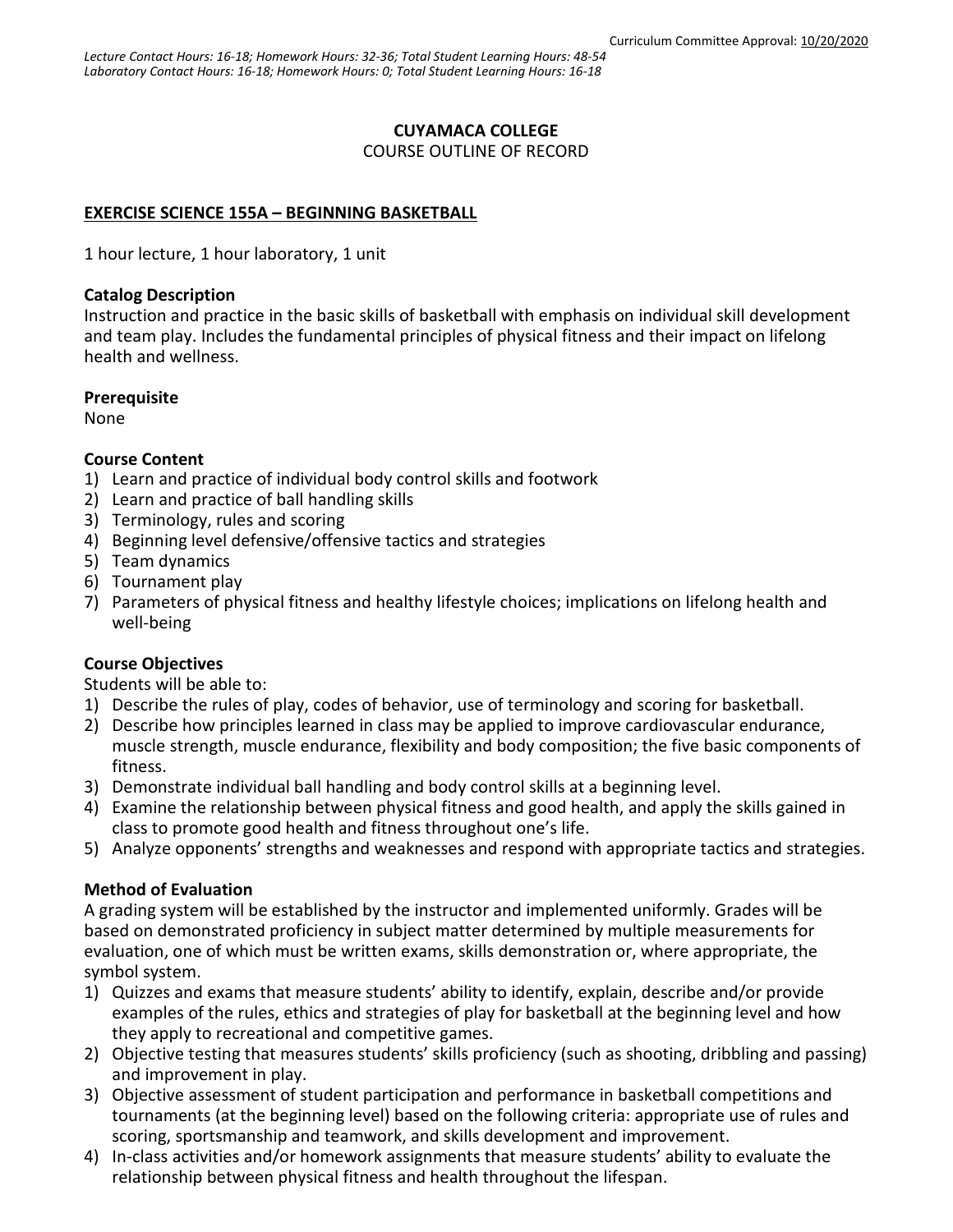Curriculum Committee Approval: 10/20/2020

*Lecture Contact Hours: 16-18; Homework Hours: 32-36; Total Student Learning Hours: 48-54*
*Laboratory Contact Hours: 16-18; Homework Hours: 0; Total Student Learning Hours: 16-18*

# CUYAMACA COLLEGE

COURSE OUTLINE OF RECORD

## EXERCISE SCIENCE 155A – BEGINNING BASKETBALL

1 hour lecture, 1 hour laboratory, 1 unit

### Catalog Description

Instruction and practice in the basic skills of basketball with emphasis on individual skill development and team play. Includes the fundamental principles of physical fitness and their impact on lifelong health and wellness.

### Prerequisite

None

### Course Content

1) Learn and practice of individual body control skills and footwork
2) Learn and practice of ball handling skills
3) Terminology, rules and scoring
4) Beginning level defensive/offensive tactics and strategies
5) Team dynamics
6) Tournament play
7) Parameters of physical fitness and healthy lifestyle choices; implications on lifelong health and well-being

### Course Objectives

Students will be able to:

1) Describe the rules of play, codes of behavior, use of terminology and scoring for basketball.
2) Describe how principles learned in class may be applied to improve cardiovascular endurance, muscle strength, muscle endurance, flexibility and body composition; the five basic components of fitness.
3) Demonstrate individual ball handling and body control skills at a beginning level.
4) Examine the relationship between physical fitness and good health, and apply the skills gained in class to promote good health and fitness throughout one's life.
5) Analyze opponents' strengths and weaknesses and respond with appropriate tactics and strategies.

### Method of Evaluation

A grading system will be established by the instructor and implemented uniformly. Grades will be based on demonstrated proficiency in subject matter determined by multiple measurements for evaluation, one of which must be written exams, skills demonstration or, where appropriate, the symbol system.

1) Quizzes and exams that measure students' ability to identify, explain, describe and/or provide examples of the rules, ethics and strategies of play for basketball at the beginning level and how they apply to recreational and competitive games.
2) Objective testing that measures students' skills proficiency (such as shooting, dribbling and passing) and improvement in play.
3) Objective assessment of student participation and performance in basketball competitions and tournaments (at the beginning level) based on the following criteria: appropriate use of rules and scoring, sportsmanship and teamwork, and skills development and improvement.
4) In-class activities and/or homework assignments that measure students' ability to evaluate the relationship between physical fitness and health throughout the lifespan.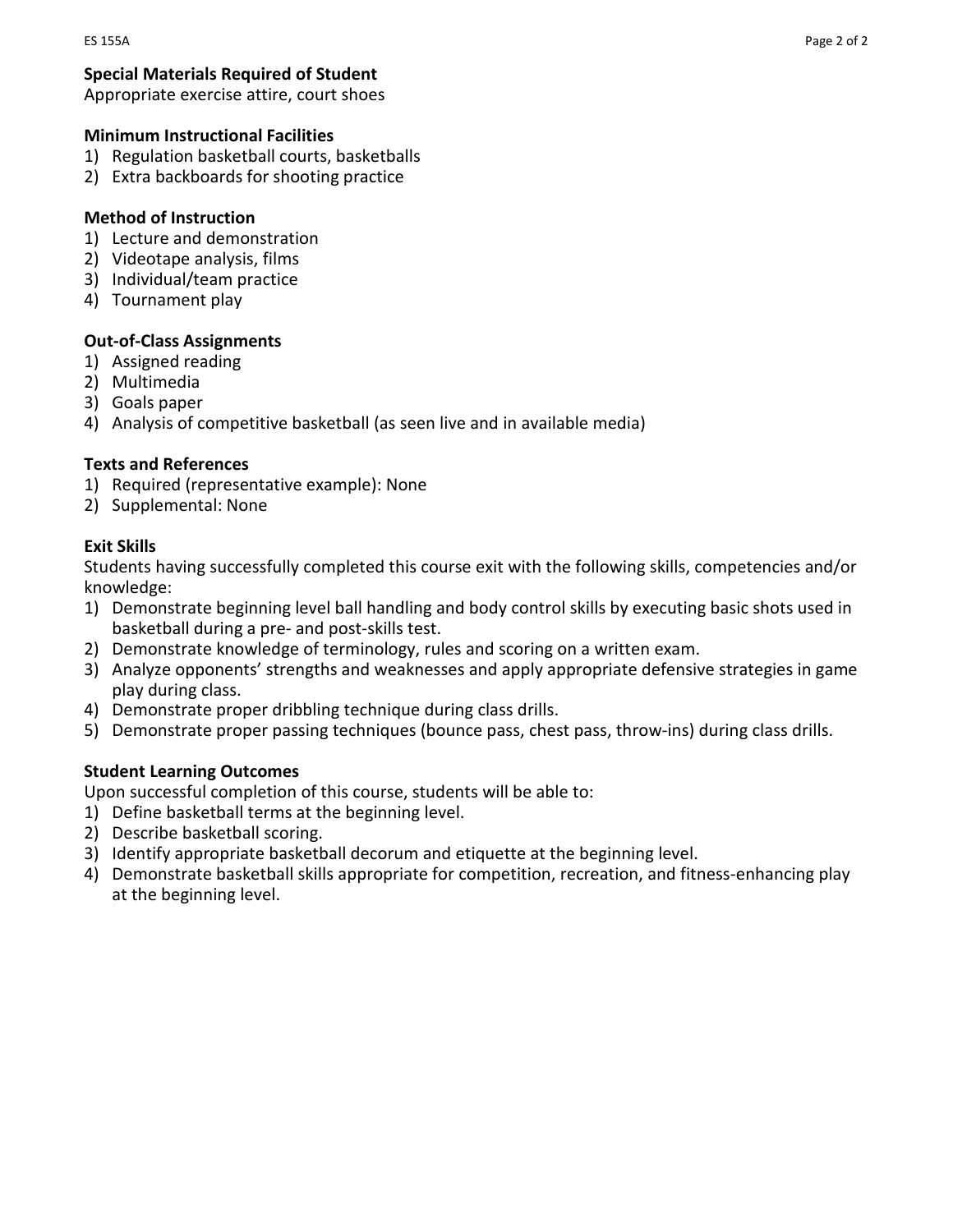**Special Materials Required of Student**
Appropriate exercise attire, court shoes

**Minimum Instructional Facilities**
1) Regulation basketball courts, basketballs
2) Extra backboards for shooting practice

**Method of Instruction**
1) Lecture and demonstration
2) Videotape analysis, films
3) Individual/team practice
4) Tournament play

**Out-of-Class Assignments**
1) Assigned reading
2) Multimedia
3) Goals paper
4) Analysis of competitive basketball (as seen live and in available media)

**Texts and References**
1) Required (representative example): None
2) Supplemental: None

**Exit Skills**
Students having successfully completed this course exit with the following skills, competencies and/or knowledge:
1) Demonstrate beginning level ball handling and body control skills by executing basic shots used in basketball during a pre- and post-skills test.
2) Demonstrate knowledge of terminology, rules and scoring on a written exam.
3) Analyze opponents' strengths and weaknesses and apply appropriate defensive strategies in game play during class.
4) Demonstrate proper dribbling technique during class drills.
5) Demonstrate proper passing techniques (bounce pass, chest pass, throw-ins) during class drills.

**Student Learning Outcomes**
Upon successful completion of this course, students will be able to:
1) Define basketball terms at the beginning level.
2) Describe basketball scoring.
3) Identify appropriate basketball decorum and etiquette at the beginning level.
4) Demonstrate basketball skills appropriate for competition, recreation, and fitness-enhancing play at the beginning level.